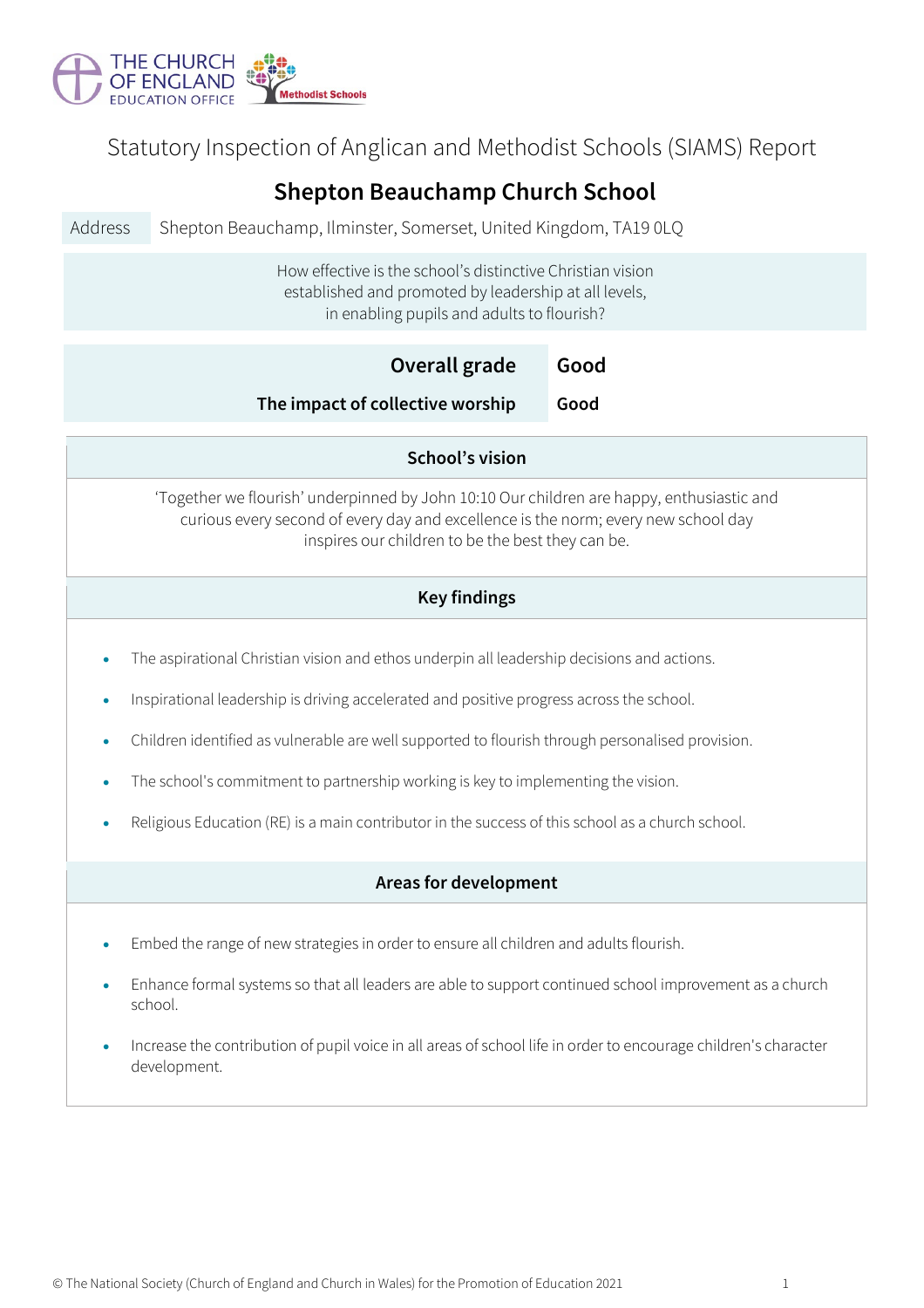THE CHURCH OF ENGLAND EDUCATION OFFICE

Methodist Schools

Statutory Inspection of Anglican and Methodist Schools (SIAMS) Report

# Shepton Beauchamp Church School

| Address | Shepton Beauchamp, Ilminster, Somerset, United Kingdom, TA19 0LQ |
|---|---|

How effective is the school's distinctive Christian vision established and promoted by leadership at all levels, in enabling pupils and adults to flourish?

| | |
|---|---|
| **Overall grade** | **Good** |
| **The impact of collective worship** | **Good** |

## School's vision

'Together we flourish' underpinned by John 10:10 Our children are happy, enthusiastic and curious every second of every day and excellence is the norm; every new school day inspires our children to be the best they can be.

## Key findings

- The aspirational Christian vision and ethos underpin all leadership decisions and actions.
- Inspirational leadership is driving accelerated and positive progress across the school.
- Children identified as vulnerable are well supported to flourish through personalised provision.
- The school's commitment to partnership working is key to implementing the vision.
- Religious Education (RE) is a main contributor in the success of this school as a church school.

## Areas for development

- Embed the range of new strategies in order to ensure all children and adults flourish.
- Enhance formal systems so that all leaders are able to support continued school improvement as a church school.
- Increase the contribution of pupil voice in all areas of school life in order to encourage children's character development.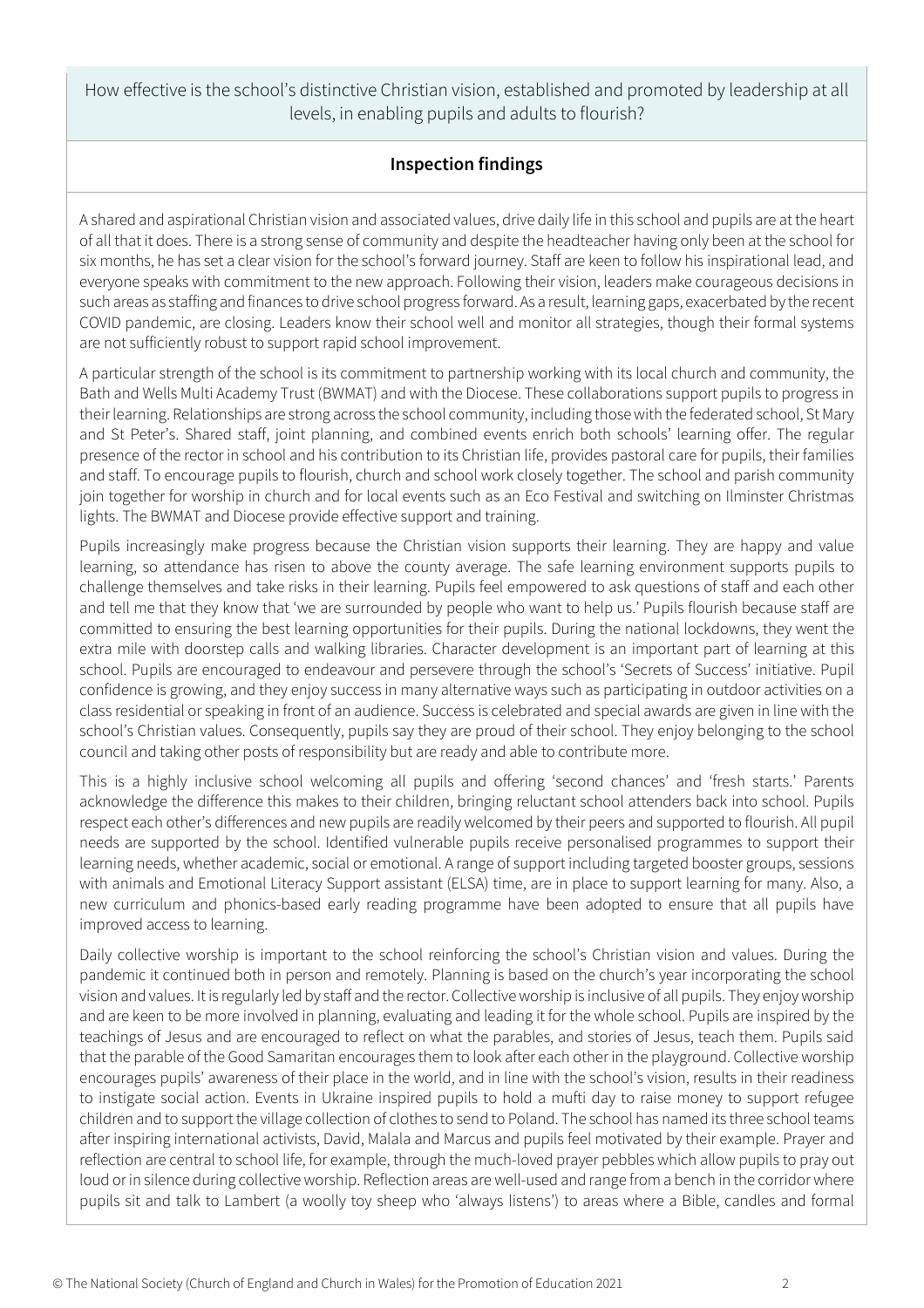How effective is the school's distinctive Christian vision, established and promoted by leadership at all levels, in enabling pupils and adults to flourish?

## Inspection findings

A shared and aspirational Christian vision and associated values, drive daily life in this school and pupils are at the heart of all that it does. There is a strong sense of community and despite the headteacher having only been at the school for six months, he has set a clear vision for the school's forward journey. Staff are keen to follow his inspirational lead, and everyone speaks with commitment to the new approach. Following their vision, leaders make courageous decisions in such areas as staffing and finances to drive school progress forward. As a result, learning gaps, exacerbated by the recent COVID pandemic, are closing. Leaders know their school well and monitor all strategies, though their formal systems are not sufficiently robust to support rapid school improvement.

A particular strength of the school is its commitment to partnership working with its local church and community, the Bath and Wells Multi Academy Trust (BWMAT) and with the Diocese. These collaborations support pupils to progress in their learning. Relationships are strong across the school community, including those with the federated school, St Mary and St Peter's. Shared staff, joint planning, and combined events enrich both schools' learning offer. The regular presence of the rector in school and his contribution to its Christian life, provides pastoral care for pupils, their families and staff. To encourage pupils to flourish, church and school work closely together. The school and parish community join together for worship in church and for local events such as an Eco Festival and switching on Ilminster Christmas lights. The BWMAT and Diocese provide effective support and training.

Pupils increasingly make progress because the Christian vision supports their learning. They are happy and value learning, so attendance has risen to above the county average. The safe learning environment supports pupils to challenge themselves and take risks in their learning. Pupils feel empowered to ask questions of staff and each other and tell me that they know that 'we are surrounded by people who want to help us.' Pupils flourish because staff are committed to ensuring the best learning opportunities for their pupils. During the national lockdowns, they went the extra mile with doorstep calls and walking libraries. Character development is an important part of learning at this school. Pupils are encouraged to endeavour and persevere through the school's 'Secrets of Success' initiative. Pupil confidence is growing, and they enjoy success in many alternative ways such as participating in outdoor activities on a class residential or speaking in front of an audience. Success is celebrated and special awards are given in line with the school's Christian values. Consequently, pupils say they are proud of their school. They enjoy belonging to the school council and taking other posts of responsibility but are ready and able to contribute more.

This is a highly inclusive school welcoming all pupils and offering 'second chances' and 'fresh starts.' Parents acknowledge the difference this makes to their children, bringing reluctant school attenders back into school. Pupils respect each other's differences and new pupils are readily welcomed by their peers and supported to flourish. All pupil needs are supported by the school. Identified vulnerable pupils receive personalised programmes to support their learning needs, whether academic, social or emotional. A range of support including targeted booster groups, sessions with animals and Emotional Literacy Support assistant (ELSA) time, are in place to support learning for many. Also, a new curriculum and phonics-based early reading programme have been adopted to ensure that all pupils have improved access to learning.

Daily collective worship is important to the school reinforcing the school's Christian vision and values. During the pandemic it continued both in person and remotely. Planning is based on the church's year incorporating the school vision and values. It is regularly led by staff and the rector. Collective worship is inclusive of all pupils. They enjoy worship and are keen to be more involved in planning, evaluating and leading it for the whole school. Pupils are inspired by the teachings of Jesus and are encouraged to reflect on what the parables, and stories of Jesus, teach them. Pupils said that the parable of the Good Samaritan encourages them to look after each other in the playground. Collective worship encourages pupils' awareness of their place in the world, and in line with the school's vision, results in their readiness to instigate social action. Events in Ukraine inspired pupils to hold a mufti day to raise money to support refugee children and to support the village collection of clothes to send to Poland. The school has named its three school teams after inspiring international activists, David, Malala and Marcus and pupils feel motivated by their example. Prayer and reflection are central to school life, for example, through the much-loved prayer pebbles which allow pupils to pray out loud or in silence during collective worship. Reflection areas are well-used and range from a bench in the corridor where pupils sit and talk to Lambert (a woolly toy sheep who 'always listens') to areas where a Bible, candles and formal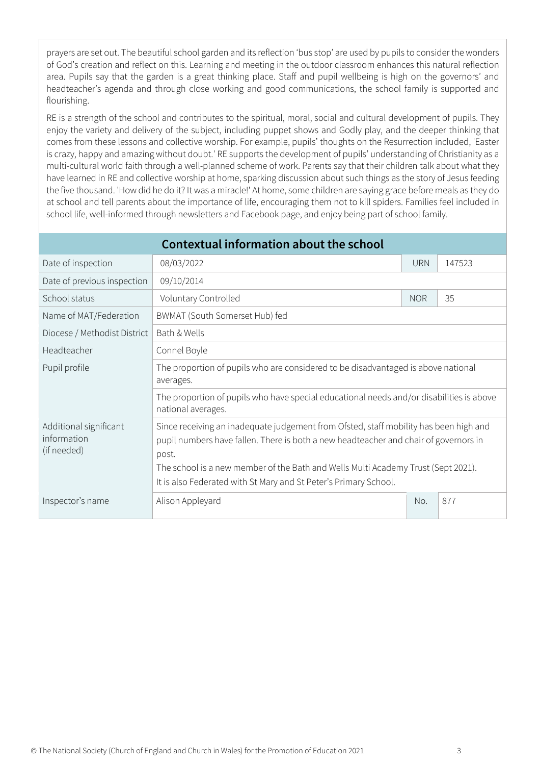prayers are set out. The beautiful school garden and its reflection 'bus stop' are used by pupils to consider the wonders of God's creation and reflect on this. Learning and meeting in the outdoor classroom enhances this natural reflection area. Pupils say that the garden is a great thinking place. Staff and pupil wellbeing is high on the governors' and headteacher's agenda and through close working and good communications, the school family is supported and flourishing.

RE is a strength of the school and contributes to the spiritual, moral, social and cultural development of pupils. They enjoy the variety and delivery of the subject, including puppet shows and Godly play, and the deeper thinking that comes from these lessons and collective worship. For example, pupils' thoughts on the Resurrection included, 'Easter is crazy, happy and amazing without doubt.' RE supports the development of pupils' understanding of Christianity as a multi-cultural world faith through a well-planned scheme of work. Parents say that their children talk about what they have learned in RE and collective worship at home, sparking discussion about such things as the story of Jesus feeding the five thousand. 'How did he do it? It was a miracle!' At home, some children are saying grace before meals as they do at school and tell parents about the importance of life, encouraging them not to kill spiders. Families feel included in school life, well-informed through newsletters and Facebook page, and enjoy being part of school family.

## Contextual information about the school

| | | | |
|---|---|---|---|
| Date of inspection | 08/03/2022 | URN | 147523 |
| Date of previous inspection | 09/10/2014 | | |
| School status | Voluntary Controlled | NOR | 35 |
| Name of MAT/Federation | BWMAT (South Somerset Hub) fed | | |
| Diocese / Methodist District | Bath & Wells | | |
| Headteacher | Connel Boyle | | |
| Pupil profile | The proportion of pupils who are considered to be disadvantaged is above national averages. | | |
| | The proportion of pupils who have special educational needs and/or disabilities is above national averages. | | |
| Additional significant information (if needed) | Since receiving an inadequate judgement from Ofsted, staff mobility has been high and pupil numbers have fallen. There is both a new headteacher and chair of governors in post.<br>The school is a new member of the Bath and Wells Multi Academy Trust (Sept 2021).<br>It is also Federated with St Mary and St Peter's Primary School. | | |
| Inspector's name | Alison Appleyard | No. | 877 |